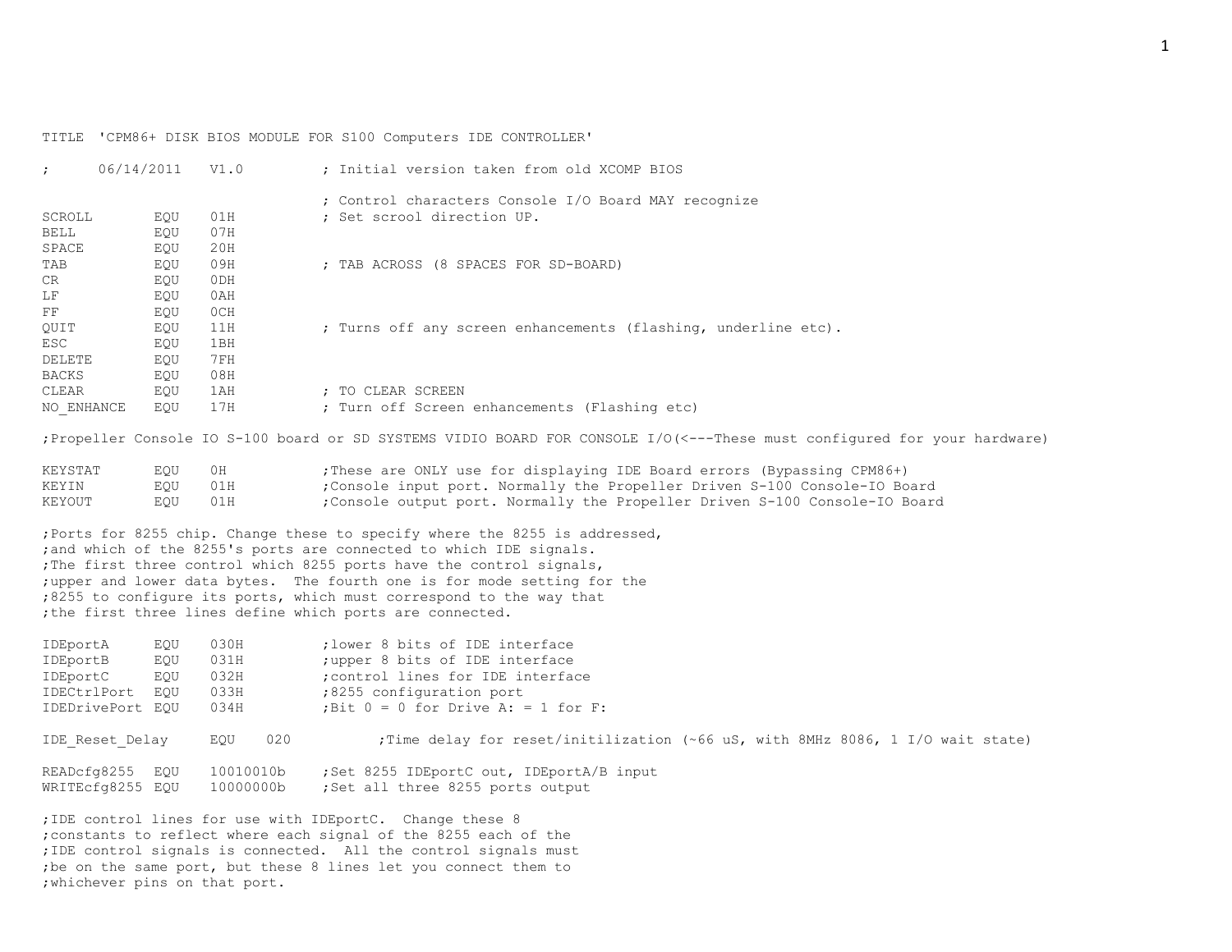```
TITLE 'CPM86+ DISK BIOS MODULE FOR S100 Computers IDE CONTROLLER'

;       06/14/2011    V1.0          ; Initial version taken from old XCOMP BIOS

                                    ; Control characters Console I/O Board MAY recognize
SCROLL        EQU    01H            ; Set scrool direction UP.
BELL          EQU    07H
SPACE         EQU    20H
TAB           EQU    09H            ; TAB ACROSS (8 SPACES FOR SD-BOARD)
CR            EQU    0DH
LF            EQU    0AH
FF            EQU    0CH
QUIT          EQU    11H            ; Turns off any screen enhancements (flashing, underline etc).
ESC           EQU    1BH
DELETE        EQU    7FH
BACKS         EQU    08H
CLEAR         EQU    1AH            ; TO CLEAR SCREEN
NO_ENHANCE    EQU    17H            ; Turn off Screen enhancements (Flashing etc)

;Propeller Console IO S-100 board or SD SYSTEMS VIDIO BOARD FOR CONSOLE I/O(<---These must configured for your hardware)

KEYSTAT       EQU    0H             ;These are ONLY use for displaying IDE Board errors (Bypassing CPM86+)
KEYIN         EQU    01H            ;Console input port. Normally the Propeller Driven S-100 Console-IO Board
KEYOUT        EQU    01H            ;Console output port. Normally the Propeller Driven S-100 Console-IO Board

;Ports for 8255 chip. Change these to specify where the 8255 is addressed,
;and which of the 8255's ports are connected to which IDE signals.
;The first three control which 8255 ports have the control signals,
;upper and lower data bytes.  The fourth one is for mode setting for the
;8255 to configure its ports, which must correspond to the way that
;the first three lines define which ports are connected.

IDEportA      EQU    030H           ;lower 8 bits of IDE interface
IDEportB      EQU    031H           ;upper 8 bits of IDE interface
IDEportC      EQU    032H           ;control lines for IDE interface
IDECtrlPort   EQU    033H           ;8255 configuration port
IDEDrivePort  EQU    034H           ;Bit 0 = 0 for Drive A: = 1 for F:

IDE_Reset_Delay     EQU    020          ;Time delay for reset/initilization (~66 uS, with 8MHz 8086, 1 I/O wait state)

READcfg8255   EQU    10010010b      ;Set 8255 IDEportC out, IDEportA/B input
WRITEcfg8255  EQU    10000000b      ;Set all three 8255 ports output

;IDE control lines for use with IDEportC.  Change these 8
;constants to reflect where each signal of the 8255 each of the
;IDE control signals is connected.  All the control signals must
;be on the same port, but these 8 lines let you connect them to
;whichever pins on that port.
```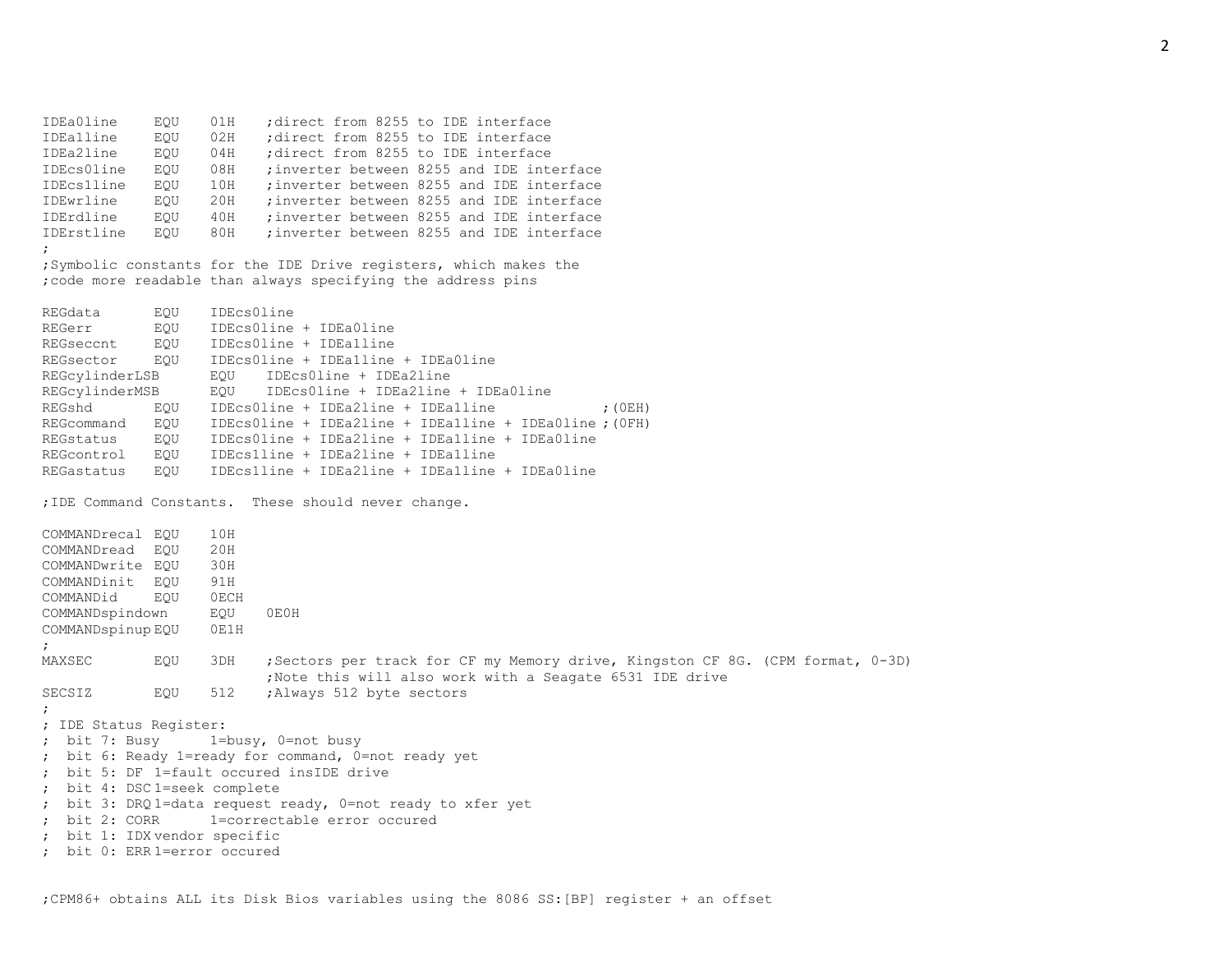```
IDEa0line     EQU    01H    ;direct from 8255 to IDE interface
IDEa1line     EQU    02H    ;direct from 8255 to IDE interface
IDEa2line     EQU    04H    ;direct from 8255 to IDE interface
IDEcs0line    EQU    08H    ;inverter between 8255 and IDE interface
IDEcs1line    EQU    10H    ;inverter between 8255 and IDE interface
IDEwrline     EQU    20H    ;inverter between 8255 and IDE interface
IDErdline     EQU    40H    ;inverter between 8255 and IDE interface
IDErstline    EQU    80H    ;inverter between 8255 and IDE interface
;
;Symbolic constants for the IDE Drive registers, which makes the
;code more readable than always specifying the address pins

REGdata       EQU    IDEcs0line
REGerr        EQU    IDEcs0line + IDEa0line
REGseccnt     EQU    IDEcs0line + IDEa1line
REGsector     EQU    IDEcs0line + IDEa1line + IDEa0line
REGcylinderLSB       EQU    IDEcs0line + IDEa2line
REGcylinderMSB       EQU    IDEcs0line + IDEa2line + IDEa0line
REGshd        EQU    IDEcs0line + IDEa2line + IDEa1line             ;(0EH)
REGcommand    EQU    IDEcs0line + IDEa2line + IDEa1line + IDEa0line ;(0FH)
REGstatus     EQU    IDEcs0line + IDEa2line + IDEa1line + IDEa0line
REGcontrol    EQU    IDEcs1line + IDEa2line + IDEa1line
REGastatus    EQU    IDEcs1line + IDEa2line + IDEa1line + IDEa0line

;IDE Command Constants.  These should never change.

COMMANDrecal  EQU    10H
COMMANDread   EQU    20H
COMMANDwrite  EQU    30H
COMMANDinit   EQU    91H
COMMANDid     EQU    0ECH
COMMANDspindown      EQU    0E0H
COMMANDspinup EQU    0E1H
;
MAXSEC        EQU    3DH    ;Sectors per track for CF my Memory drive, Kingston CF 8G. (CPM format, 0-3D)
                            ;Note this will also work with a Seagate 6531 IDE drive
SECSIZ        EQU    512    ;Always 512 byte sectors
;
; IDE Status Register:
;  bit 7: Busy      1=busy, 0=not busy
;  bit 6: Ready 1=ready for command, 0=not ready yet
;  bit 5: DF 1=fault occured insIDE drive
;  bit 4: DSC 1=seek complete
;  bit 3: DRQ 1=data request ready, 0=not ready to xfer yet
;  bit 2: CORR      1=correctable error occured
;  bit 1: IDX vendor specific
;  bit 0: ERR 1=error occured


;CPM86+ obtains ALL its Disk Bios variables using the 8086 SS:[BP] register + an offset
```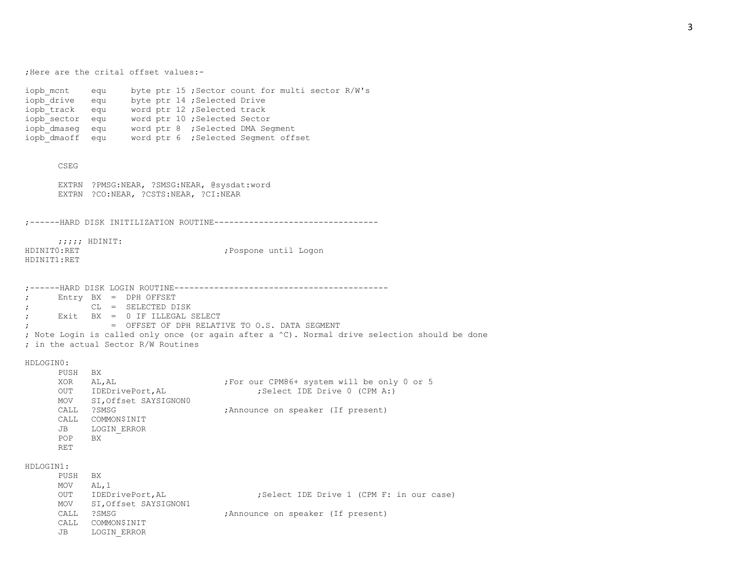```
;Here are the crital offset values:-

iopb_mcnt    equ     byte ptr 15 ;Sector count for multi sector R/W's
iopb_drive   equ     byte ptr 14 ;Selected Drive
iopb_track   equ     word ptr 12 ;Selected track
iopb_sector  equ     word ptr 10 ;Selected Sector
iopb_dmaseg  equ     word ptr 8  ;Selected DMA Segment
iopb_dmaoff  equ     word ptr 6  ;Selected Segment offset


      CSEG

      EXTRN  ?PMSG:NEAR, ?SMSG:NEAR, @sysdat:word
      EXTRN  ?CO:NEAR, ?CSTS:NEAR, ?CI:NEAR


;------HARD DISK INITILIZATION ROUTINE---------------------------------

      ;;;;; HDINIT:
HDINIT0:RET                             ;Pospone until Logon
HDINIT1:RET


;------HARD DISK LOGIN ROUTINE-------------------------------------------
;      Entry BX  =  DPH OFFSET
;            CL  =  SELECTED DISK
;      Exit  BX  =  0 IF ILLEGAL SELECT
;                =  OFFSET OF DPH RELATIVE TO O.S. DATA SEGMENT
; Note Login is called only once (or again after a ^C). Normal drive selection should be done
; in the actual Sector R/W Routines

HDLOGIN0:
      PUSH   BX
      XOR    AL,AL                      ;For our CPM86+ system will be only 0 or 5
      OUT    IDEDrivePort,AL                    ;Select IDE Drive 0 (CPM A:)
      MOV    SI,Offset SAYSIGNON0
      CALL   ?SMSG                      ;Announce on speaker (If present)
      CALL   COMMON$INIT
      JB     LOGIN_ERROR
      POP    BX
      RET

HDLOGIN1:
      PUSH   BX
      MOV    AL,1
      OUT    IDEDrivePort,AL                    ;Select IDE Drive 1 (CPM F: in our case)
      MOV    SI,Offset SAYSIGNON1
      CALL   ?SMSG                      ;Announce on speaker (If present)
      CALL   COMMON$INIT
      JB     LOGIN_ERROR
```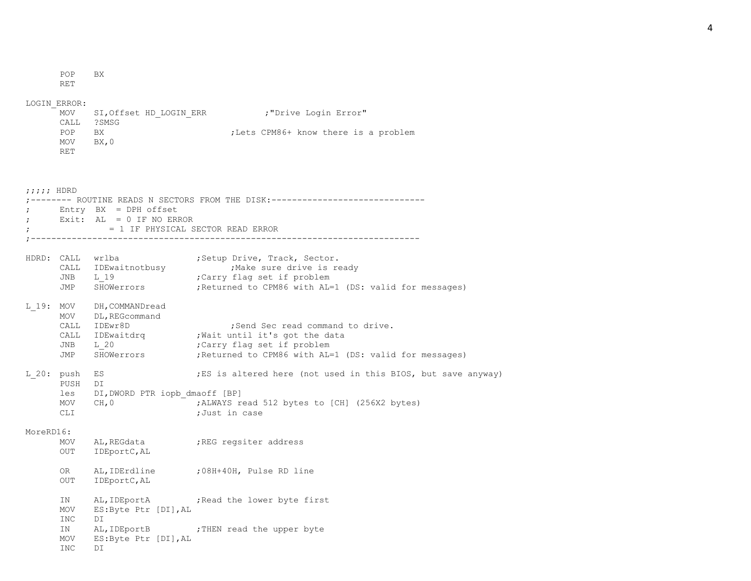```
        POP     BX
        RET

LOGIN_ERROR:
        MOV     SI,Offset HD_LOGIN_ERR          ;"Drive Login Error"
        CALL    ?SMSG
        POP     BX                              ;Lets CPM86+ know there is a problem
        MOV     BX,0
        RET



;;;;; HDRD
;-------- ROUTINE READS N SECTORS FROM THE DISK:------------------------------
;       Entry  BX  = DPH offset
;       Exit:  AL  = 0 IF NO ERROR
;                 = 1 IF PHYSICAL SECTOR READ ERROR
;------------------------------------------------------------------------------

HDRD:   CALL    wrlba                   ;Setup Drive, Track, Sector.
        CALL    IDEwaitnotbusy                  ;Make sure drive is ready
        JNB     L_19                    ;Carry flag set if problem
        JMP     SHOWerrors              ;Returned to CPM86 with AL=1 (DS: valid for messages)

L_19:   MOV     DH,COMMANDread
        MOV     DL,REGcommand
        CALL    IDEwr8D                         ;Send Sec read command to drive.
        CALL    IDEwaitdrq              ;Wait until it's got the data
        JNB     L_20                    ;Carry flag set if problem
        JMP     SHOWerrors              ;Returned to CPM86 with AL=1 (DS: valid for messages)

L_20:   push    ES                      ;ES is altered here (not used in this BIOS, but save anyway)
        PUSH    DI
        les     DI,DWORD PTR iopb_dmaoff [BP]
        MOV     CH,0                    ;ALWAYS read 512 bytes to [CH] (256X2 bytes)
        CLI                             ;Just in case

MoreRD16:
        MOV     AL,REGdata              ;REG regsiter address
        OUT     IDEportC,AL

        OR      AL,IDErdline            ;08H+40H, Pulse RD line
        OUT     IDEportC,AL

        IN      AL,IDEportA             ;Read the lower byte first
        MOV     ES:Byte Ptr [DI],AL
        INC     DI
        IN      AL,IDEportB             ;THEN read the upper byte
        MOV     ES:Byte Ptr [DI],AL
        INC     DI
```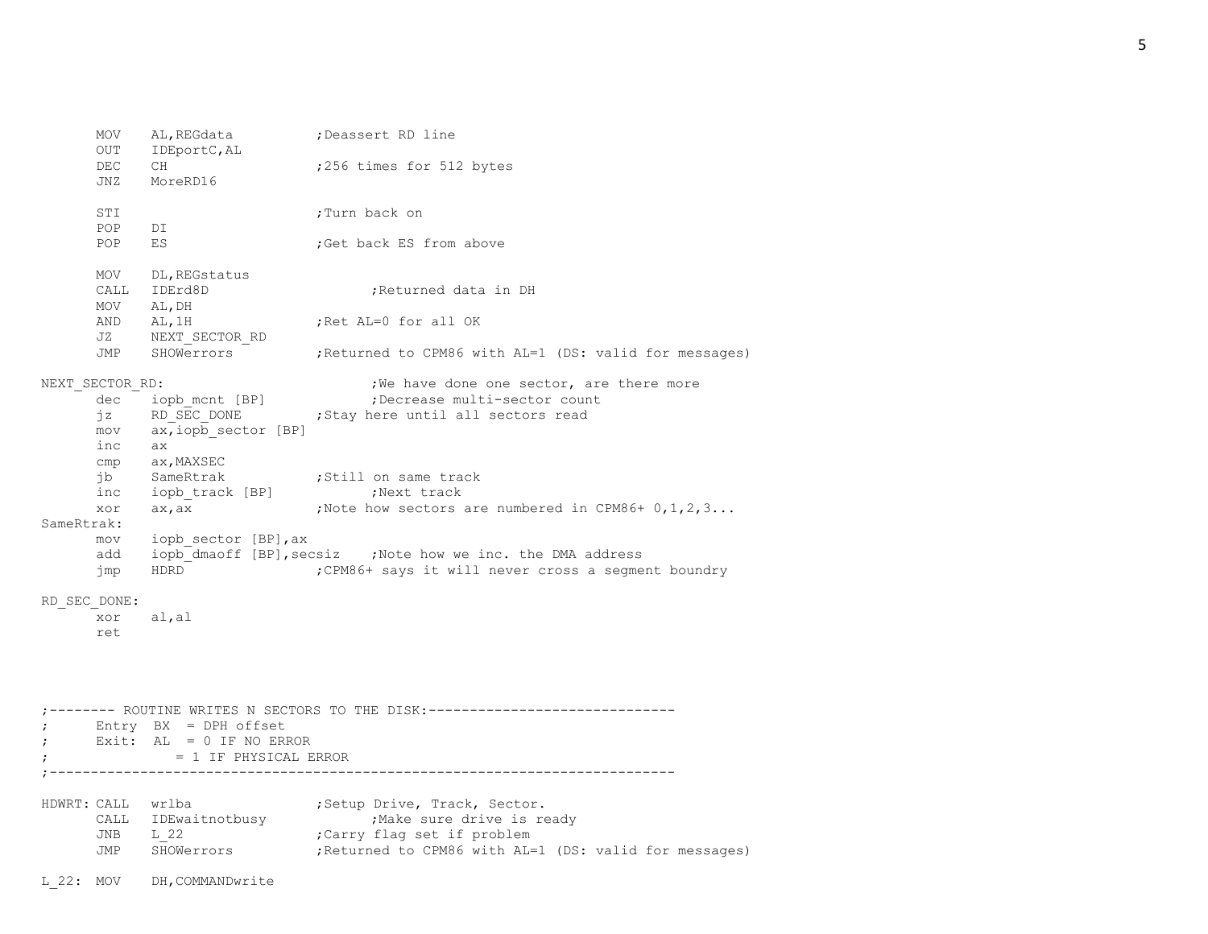```
      MOV    AL,REGdata          ;Deassert RD line
      OUT    IDEportC,AL
      DEC    CH                  ;256 times for 512 bytes
      JNZ    MoreRD16

      STI                        ;Turn back on
      POP    DI
      POP    ES                  ;Get back ES from above

      MOV    DL,REGstatus
      CALL   IDErd8D                    ;Returned data in DH
      MOV    AL,DH
      AND    AL,1H               ;Ret AL=0 for all OK
      JZ     NEXT_SECTOR_RD
      JMP    SHOWerrors          ;Returned to CPM86 with AL=1 (DS: valid for messages)

NEXT_SECTOR_RD:                         ;We have done one sector, are there more
      dec    iopb_mcnt [BP]             ;Decrease multi-sector count
      jz     RD_SEC_DONE         ;Stay here until all sectors read
      mov    ax,iopb_sector [BP]
      inc    ax
      cmp    ax,MAXSEC
      jb     SameRtrak           ;Still on same track
      inc    iopb_track [BP]            ;Next track
      xor    ax,ax               ;Note how sectors are numbered in CPM86+ 0,1,2,3...
SameRtrak:
      mov    iopb_sector [BP],ax
      add    iopb_dmaoff [BP],secsiz    ;Note how we inc. the DMA address
      jmp    HDRD                ;CPM86+ says it will never cross a segment boundry

RD_SEC_DONE:
      xor    al,al
      ret




;-------- ROUTINE WRITES N SECTORS TO THE DISK:------------------------------
;      Entry  BX  = DPH offset
;      Exit:  AL  = 0 IF NO ERROR
;                 = 1 IF PHYSICAL ERROR
;--------------------------------------------------------------------------

HDWRT: CALL   wrlba               ;Setup Drive, Track, Sector.
      CALL   IDEwaitnotbusy             ;Make sure drive is ready
      JNB    L_22                ;Carry flag set if problem
      JMP    SHOWerrors          ;Returned to CPM86 with AL=1 (DS: valid for messages)

L_22:  MOV    DH,COMMANDwrite
```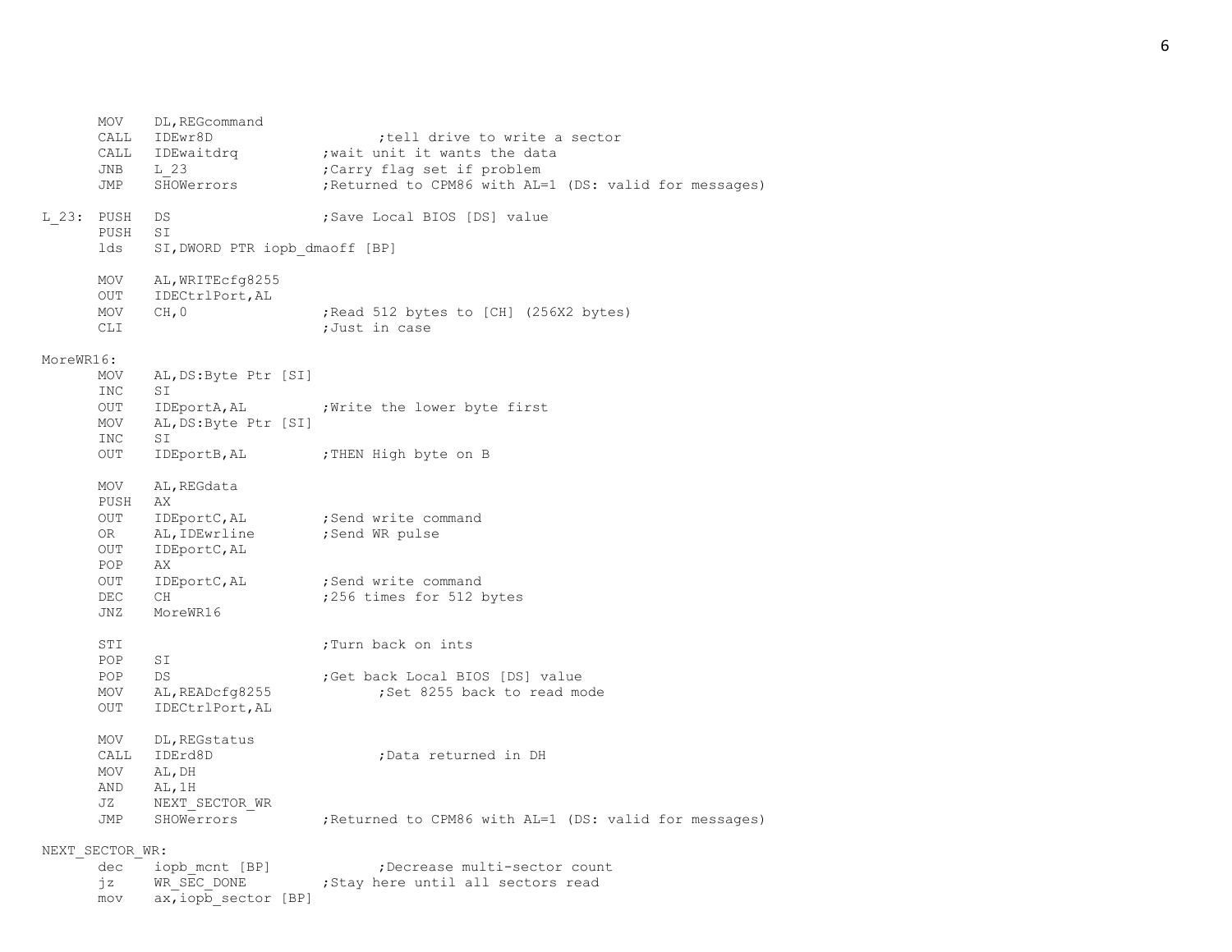```
      MOV    DL,REGcommand
      CALL   IDEwr8D                    ;tell drive to write a sector
      CALL   IDEwaitdrq          ;wait unit it wants the data
      JNB    L_23                ;Carry flag set if problem
      JMP    SHOWerrors          ;Returned to CPM86 with AL=1 (DS: valid for messages)

L_23: PUSH   DS                  ;Save Local BIOS [DS] value
      PUSH   SI
      lds    SI,DWORD PTR iopb_dmaoff [BP]

      MOV    AL,WRITEcfg8255
      OUT    IDECtrlPort,AL
      MOV    CH,0                ;Read 512 bytes to [CH] (256X2 bytes)
      CLI                        ;Just in case

MoreWR16:
      MOV    AL,DS:Byte Ptr [SI]
      INC    SI
      OUT    IDEportA,AL         ;Write the lower byte first
      MOV    AL,DS:Byte Ptr [SI]
      INC    SI
      OUT    IDEportB,AL         ;THEN High byte on B

      MOV    AL,REGdata
      PUSH   AX
      OUT    IDEportC,AL         ;Send write command
      OR     AL,IDEwrline        ;Send WR pulse
      OUT    IDEportC,AL
      POP    AX
      OUT    IDEportC,AL         ;Send write command
      DEC    CH                  ;256 times for 512 bytes
      JNZ    MoreWR16

      STI                        ;Turn back on ints
      POP    SI
      POP    DS                  ;Get back Local BIOS [DS] value
      MOV    AL,READcfg8255             ;Set 8255 back to read mode
      OUT    IDECtrlPort,AL

      MOV    DL,REGstatus
      CALL   IDErd8D                    ;Data returned in DH
      MOV    AL,DH
      AND    AL,1H
      JZ     NEXT_SECTOR_WR
      JMP    SHOWerrors          ;Returned to CPM86 with AL=1 (DS: valid for messages)

NEXT_SECTOR_WR:
      dec    iopb_mcnt [BP]             ;Decrease multi-sector count
      jz     WR_SEC_DONE         ;Stay here until all sectors read
      mov    ax,iopb_sector [BP]
```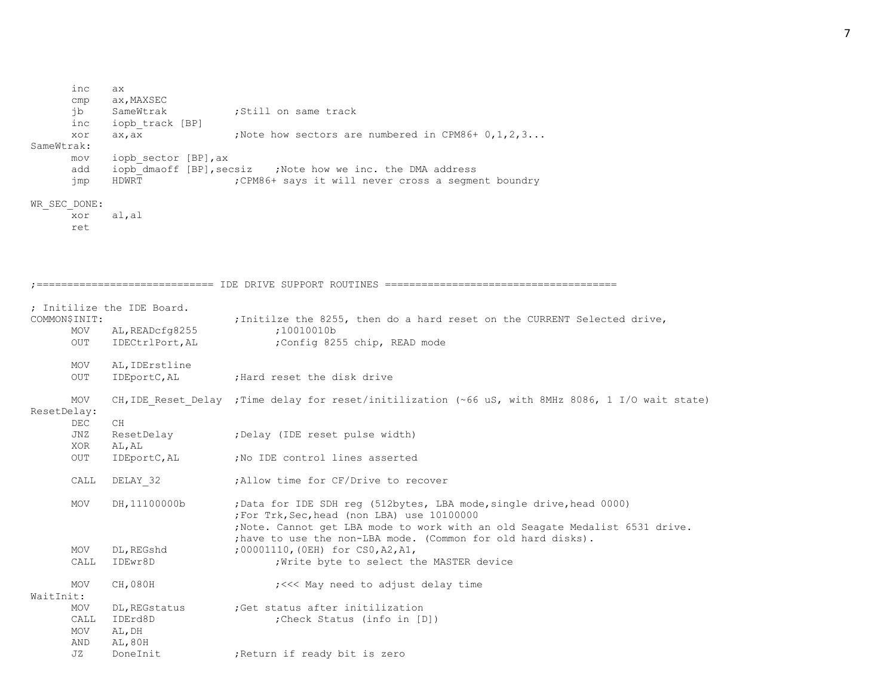```
        inc     ax
        cmp     ax,MAXSEC
        jb      SameWtrak           ;Still on same track
        inc     iopb_track [BP]
        xor     ax,ax               ;Note how sectors are numbered in CPM86+ 0,1,2,3...
SameWtrak:
        mov     iopb_sector [BP],ax
        add     iopb_dmaoff [BP],secsiz    ;Note how we inc. the DMA address
        jmp     HDWRT               ;CPM86+ says it will never cross a segment boundry

WR_SEC_DONE:
        xor     al,al
        ret




;============================= IDE DRIVE SUPPORT ROUTINES =====================================

; Initilize the IDE Board.
COMMON$INIT:                        ;Initilze the 8255, then do a hard reset on the CURRENT Selected drive,
        MOV     AL,READcfg8255              ;10010010b
        OUT     IDECtrlPort,AL              ;Config 8255 chip, READ mode

        MOV     AL,IDErstline
        OUT     IDEportC,AL         ;Hard reset the disk drive

        MOV     CH,IDE_Reset_Delay  ;Time delay for reset/initilization (~66 uS, with 8MHz 8086, 1 I/O wait state)
ResetDelay:
        DEC     CH
        JNZ     ResetDelay          ;Delay (IDE reset pulse width)
        XOR     AL,AL
        OUT     IDEportC,AL         ;No IDE control lines asserted

        CALL    DELAY_32            ;Allow time for CF/Drive to recover

        MOV     DH,11100000b        ;Data for IDE SDH reg (512bytes, LBA mode,single drive,head 0000)
                                    ;For Trk,Sec,head (non LBA) use 10100000
                                    ;Note. Cannot get LBA mode to work with an old Seagate Medalist 6531 drive.
                                    ;have to use the non-LBA mode. (Common for old hard disks).
        MOV     DL,REGshd           ;00001110,(0EH) for CS0,A2,A1,
        CALL    IDEwr8D                     ;Write byte to select the MASTER device

        MOV     CH,080H                     ;<<< May need to adjust delay time
WaitInit:
        MOV     DL,REGstatus        ;Get status after initialization
        CALL    IDErd8D                     ;Check Status (info in [D])
        MOV     AL,DH
        AND     AL,80H
        JZ      DoneInit            ;Return if ready bit is zero
```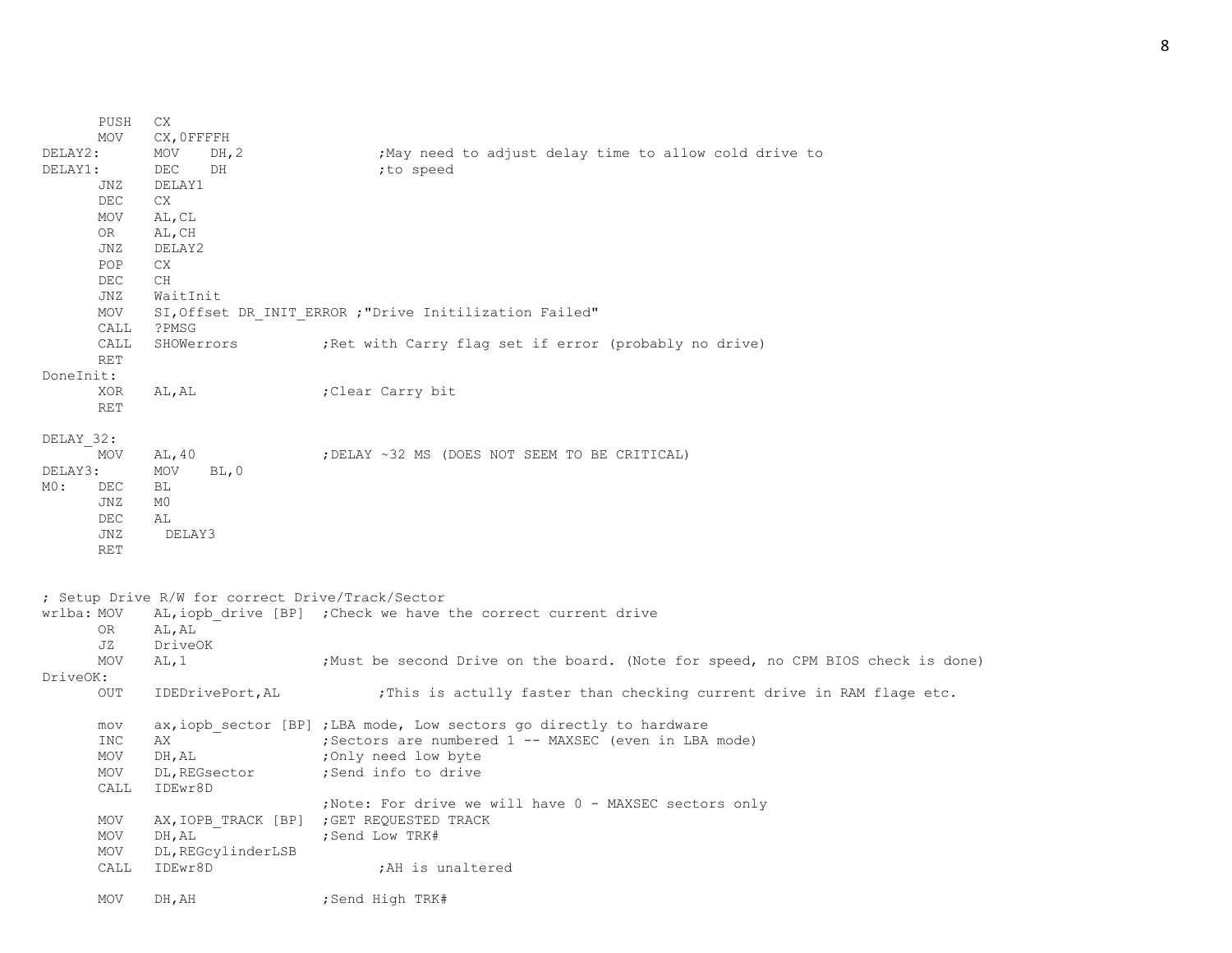```
        PUSH   CX
        MOV    CX,0FFFFH
DELAY2:        MOV    DH,2                ;May need to adjust delay time to allow cold drive to
DELAY1:        DEC    DH                  ;to speed
        JNZ    DELAY1
        DEC    CX
        MOV    AL,CL
        OR     AL,CH
        JNZ    DELAY2
        POP    CX
        DEC    CH
        JNZ    WaitInit
        MOV    SI,Offset DR_INIT_ERROR ;"Drive Initilization Failed"
        CALL   ?PMSG
        CALL   SHOWerrors          ;Ret with Carry flag set if error (probably no drive)
        RET
DoneInit:
        XOR    AL,AL               ;Clear Carry bit
        RET

DELAY_32:
        MOV    AL,40               ;DELAY ~32 MS (DOES NOT SEEM TO BE CRITICAL)
DELAY3:        MOV    BL,0
M0:     DEC    BL
        JNZ    M0
        DEC    AL
        JNZ     DELAY3
        RET


; Setup Drive R/W for correct Drive/Track/Sector
wrlba: MOV    AL,iopb_drive [BP]  ;Check we have the correct current drive
        OR     AL,AL
        JZ     DriveOK
        MOV    AL,1                ;Must be second Drive on the board. (Note for speed, no CPM BIOS check is done)
DriveOK:
        OUT    IDEDrivePort,AL            ;This is actully faster than checking current drive in RAM flage etc.

        mov    ax,iopb_sector [BP] ;LBA mode, Low sectors go directly to hardware
        INC    AX                  ;Sectors are numbered 1 -- MAXSEC (even in LBA mode)
        MOV    DH,AL               ;Only need low byte
        MOV    DL,REGsector        ;Send info to drive
        CALL   IDEwr8D
                                   ;Note: For drive we will have 0 - MAXSEC sectors only
        MOV    AX,IOPB_TRACK [BP]  ;GET REQUESTED TRACK
        MOV    DH,AL               ;Send Low TRK#
        MOV    DL,REGcylinderLSB
        CALL   IDEwr8D                    ;AH is unaltered

        MOV    DH,AH               ;Send High TRK#
```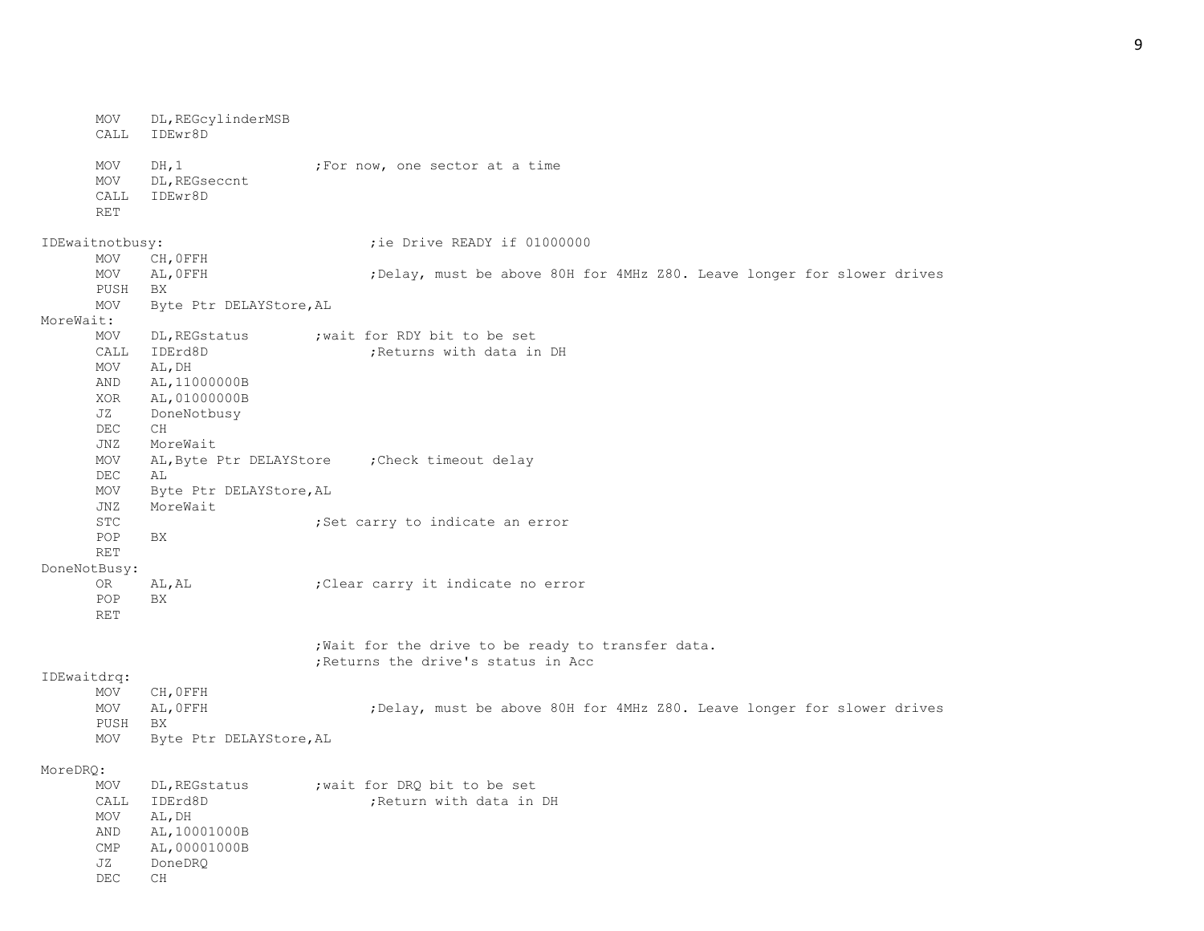```
	MOV	DL,REGcylinderMSB
	CALL	IDEwr8D

	MOV	DH,1			;For now, one sector at a time
	MOV	DL,REGseccnt
	CALL	IDEwr8D
	RET

IDEwaitnotbusy:				;ie Drive READY if 01000000
	MOV	CH,0FFH
	MOV	AL,0FFH			;Delay, must be above 80H for 4MHz Z80. Leave longer for slower drives
	PUSH	BX
	MOV	Byte Ptr DELAYStore,AL
MoreWait:
	MOV	DL,REGstatus		;wait for RDY bit to be set
	CALL	IDErd8D			;Returns with data in DH
	MOV	AL,DH
	AND	AL,11000000B
	XOR	AL,01000000B
	JZ	DoneNotbusy
	DEC	CH
	JNZ	MoreWait
	MOV	AL,Byte Ptr DELAYStore	;Check timeout delay
	DEC	AL
	MOV	Byte Ptr DELAYStore,AL
	JNZ	MoreWait
	STC				;Set carry to indicate an error
	POP	BX
	RET
DoneNotBusy:
	OR	AL,AL			;Clear carry it indicate no error
	POP	BX
	RET

					;Wait for the drive to be ready to transfer data.
					;Returns the drive's status in Acc
IDEwaitdrq:
	MOV	CH,0FFH
	MOV	AL,0FFH			;Delay, must be above 80H for 4MHz Z80. Leave longer for slower drives
	PUSH	BX
	MOV	Byte Ptr DELAYStore,AL

MoreDRQ:
	MOV	DL,REGstatus		;wait for DRQ bit to be set
	CALL	IDErd8D			;Return with data in DH
	MOV	AL,DH
	AND	AL,10001000B
	CMP	AL,00001000B
	JZ	DoneDRQ
	DEC	CH
```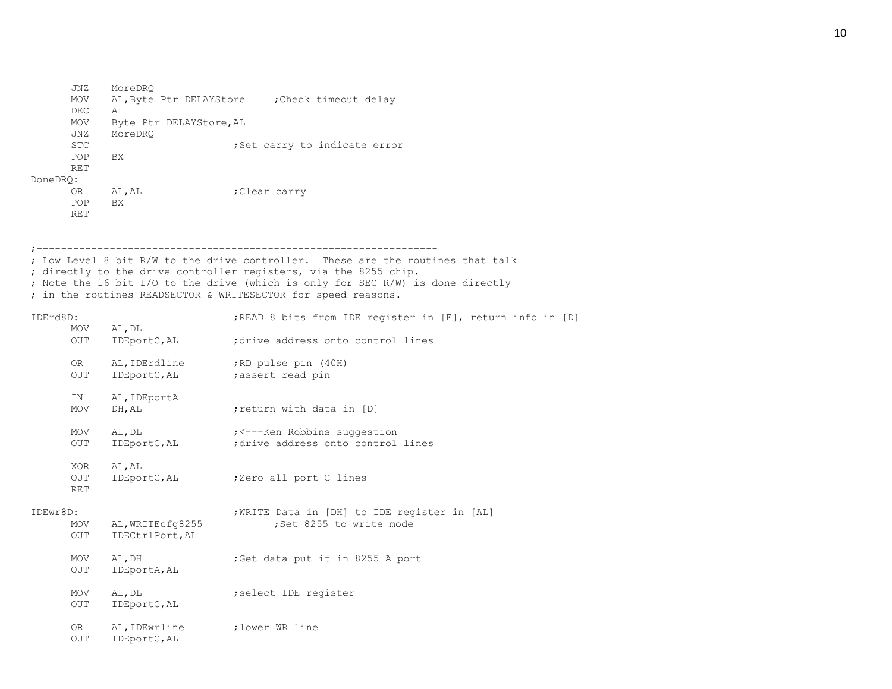```
        JNZ     MoreDRQ
        MOV     AL,Byte Ptr DELAYStore      ;Check timeout delay
        DEC     AL
        MOV     Byte Ptr DELAYStore,AL
        JNZ     MoreDRQ
        STC                             ;Set carry to indicate error
        POP     BX
        RET
DoneDRQ:
        OR      AL,AL                   ;Clear carry
        POP     BX
        RET


;------------------------------------------------------------------
; Low Level 8 bit R/W to the drive controller.  These are the routines that talk
; directly to the drive controller registers, via the 8255 chip.
; Note the 16 bit I/O to the drive (which is only for SEC R/W) is done directly
; in the routines READSECTOR & WRITESECTOR for speed reasons.

IDErd8D:                                ;READ 8 bits from IDE register in [E], return info in [D]
        MOV     AL,DL
        OUT     IDEportC,AL             ;drive address onto control lines

        OR      AL,IDErdline            ;RD pulse pin (40H)
        OUT     IDEportC,AL             ;assert read pin

        IN      AL,IDEportA
        MOV     DH,AL                   ;return with data in [D]

        MOV     AL,DL                   ;<---Ken Robbins suggestion
        OUT     IDEportC,AL             ;drive address onto control lines

        XOR     AL,AL
        OUT     IDEportC,AL             ;Zero all port C lines
        RET

IDEwr8D:                                ;WRITE Data in [DH] to IDE register in [AL]
        MOV     AL,WRITEcfg8255                 ;Set 8255 to write mode
        OUT     IDECtrlPort,AL

        MOV     AL,DH                   ;Get data put it in 8255 A port
        OUT     IDEportA,AL

        MOV     AL,DL                   ;select IDE register
        OUT     IDEportC,AL

        OR      AL,IDEwrline            ;lower WR line
        OUT     IDEportC,AL
```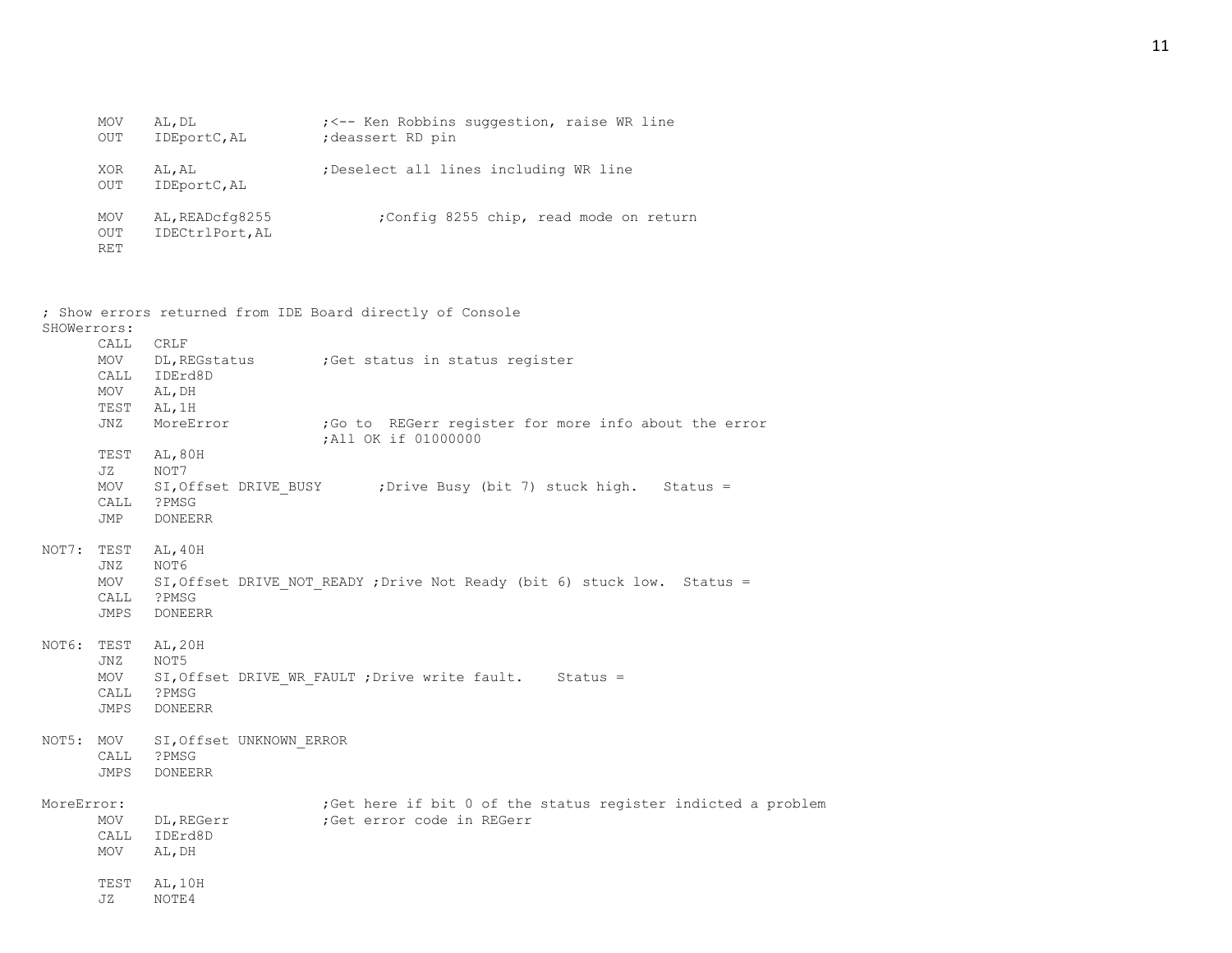```
        MOV     AL,DL               ;<-- Ken Robbins suggestion, raise WR line
        OUT     IDEportC,AL         ;deassert RD pin

        XOR     AL,AL               ;Deselect all lines including WR line
        OUT     IDEportC,AL

        MOV     AL,READcfg8255              ;Config 8255 chip, read mode on return
        OUT     IDECtrlPort,AL
        RET



; Show errors returned from IDE Board directly of Console
SHOWerrors:
        CALL    CRLF
        MOV     DL,REGstatus        ;Get status in status register
        CALL    IDErd8D
        MOV     AL,DH
        TEST    AL,1H
        JNZ     MoreError           ;Go to  REGerr register for more info about the error
                                    ;All OK if 01000000
        TEST    AL,80H
        JZ      NOT7
        MOV     SI,Offset DRIVE_BUSY       ;Drive Busy (bit 7) stuck high.   Status =
        CALL    ?PMSG
        JMP     DONEERR

NOT7:   TEST    AL,40H
        JNZ     NOT6
        MOV     SI,Offset DRIVE_NOT_READY ;Drive Not Ready (bit 6) stuck low.  Status =
        CALL    ?PMSG
        JMPS    DONEERR

NOT6:   TEST    AL,20H
        JNZ     NOT5
        MOV     SI,Offset DRIVE_WR_FAULT ;Drive write fault.    Status =
        CALL    ?PMSG
        JMPS    DONEERR

NOT5:   MOV     SI,Offset UNKNOWN_ERROR
        CALL    ?PMSG
        JMPS    DONEERR

MoreError:                          ;Get here if bit 0 of the status register indicted a problem
        MOV     DL,REGerr           ;Get error code in REGerr
        CALL    IDErd8D
        MOV     AL,DH

        TEST    AL,10H
        JZ      NOTE4
```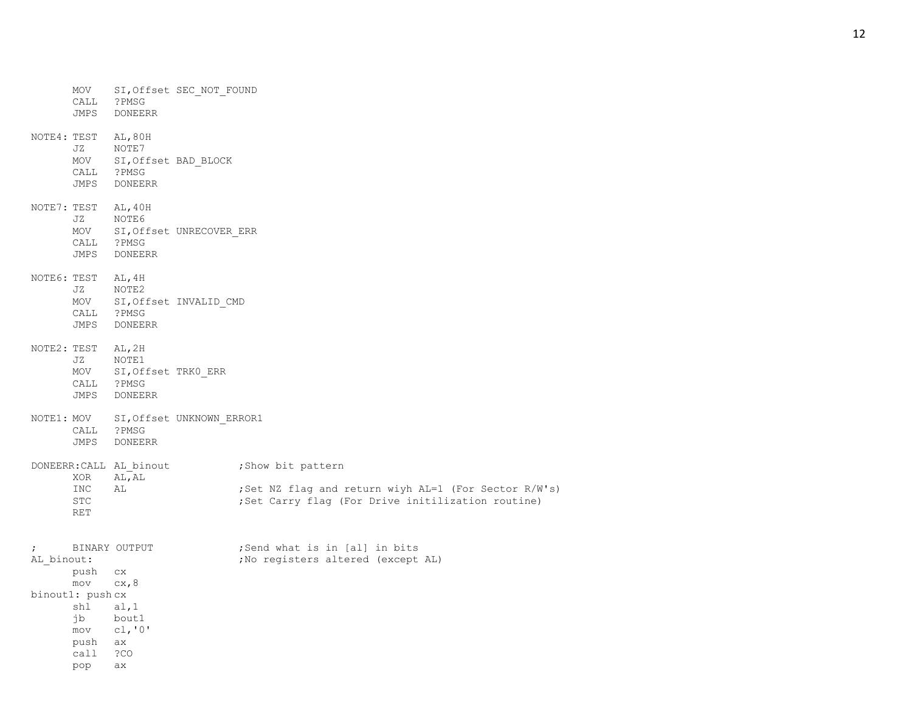```
        MOV    SI,Offset SEC_NOT_FOUND
        CALL   ?PMSG
        JMPS   DONEERR

NOTE4: TEST   AL,80H
        JZ     NOTE7
        MOV    SI,Offset BAD_BLOCK
        CALL   ?PMSG
        JMPS   DONEERR

NOTE7: TEST   AL,40H
        JZ     NOTE6
        MOV    SI,Offset UNRECOVER_ERR
        CALL   ?PMSG
        JMPS   DONEERR

NOTE6: TEST   AL,4H
        JZ     NOTE2
        MOV    SI,Offset INVALID_CMD
        CALL   ?PMSG
        JMPS   DONEERR

NOTE2: TEST   AL,2H
        JZ     NOTE1
        MOV    SI,Offset TRK0_ERR
        CALL   ?PMSG
        JMPS   DONEERR

NOTE1: MOV    SI,Offset UNKNOWN_ERROR1
        CALL   ?PMSG
        JMPS   DONEERR

DONEERR:CALL AL_binout            ;Show bit pattern
        XOR    AL,AL
        INC    AL                 ;Set NZ flag and return wiyh AL=1 (For Sector R/W's)
        STC                       ;Set Carry flag (For Drive initilization routine)
        RET


;       BINARY OUTPUT             ;Send what is in [al] in bits
AL_binout:                        ;No registers altered (except AL)
        push   cx
        mov    cx,8
binout1: push cx
        shl    al,1
        jb     bout1
        mov    cl,'0'
        push   ax
        call   ?CO
        pop    ax
```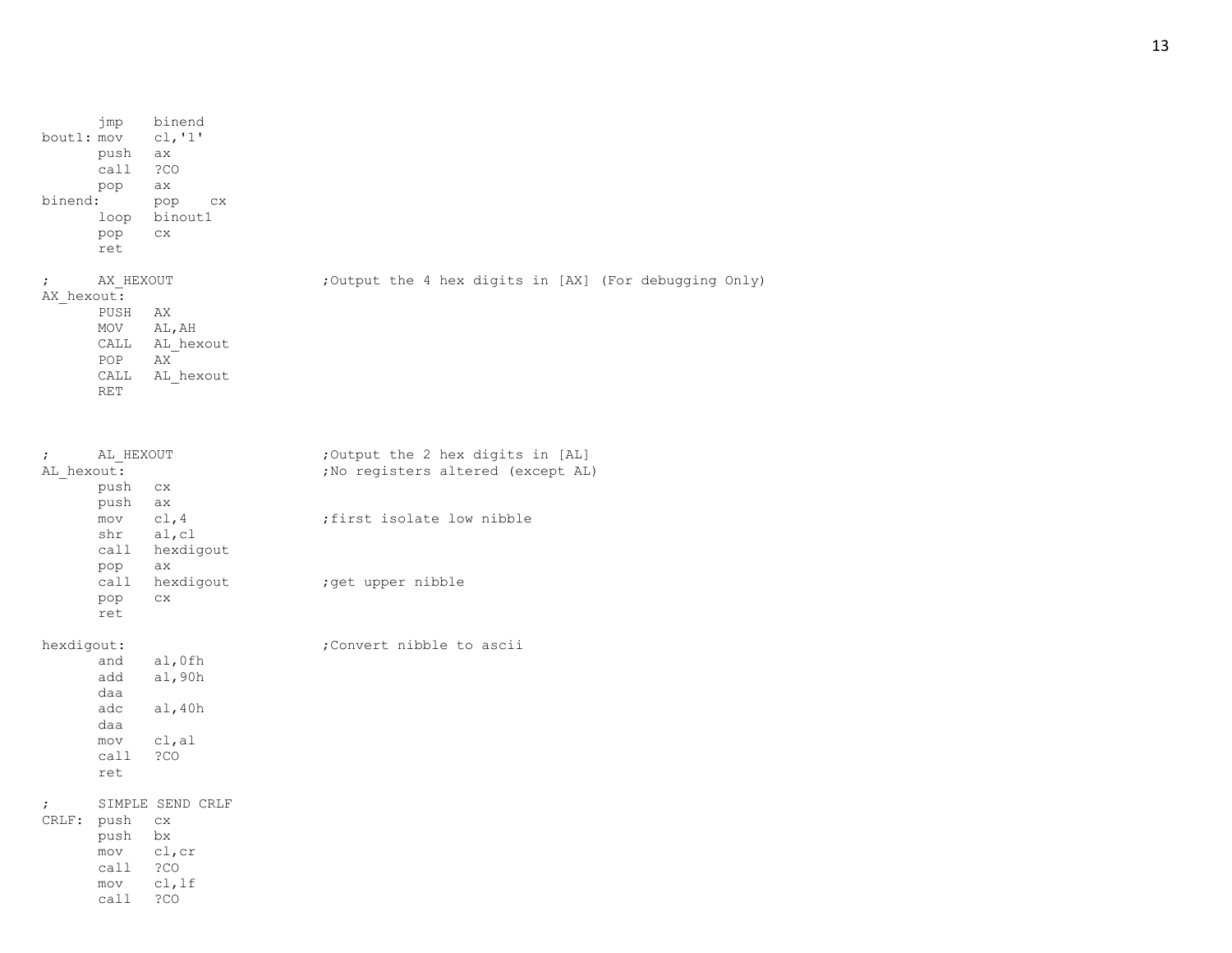```
        jmp    binend
bout1: mov    cl,'1'
        push   ax
        call   ?CO
        pop    ax
binend:        pop    cx
        loop   binout1
        pop    cx
        ret

;       AX_HEXOUT                    ;Output the 4 hex digits in [AX] (For debugging Only)
AX_hexout:
        PUSH   AX
        MOV    AL,AH
        CALL   AL_hexout
        POP    AX
        CALL   AL_hexout
        RET



;       AL_HEXOUT                    ;Output the 2 hex digits in [AL]
AL_hexout:                           ;No registers altered (except AL)
        push   cx
        push   ax
        mov    cl,4                  ;first isolate low nibble
        shr    al,cl
        call   hexdigout
        pop    ax
        call   hexdigout             ;get upper nibble
        pop    cx
        ret

hexdigout:                           ;Convert nibble to ascii
        and    al,0fh
        add    al,90h
        daa
        adc    al,40h
        daa
        mov    cl,al
        call   ?CO
        ret

;       SIMPLE SEND CRLF
CRLF:  push   cx
        push   bx
        mov    cl,cr
        call   ?CO
        mov    cl,lf
        call   ?CO
```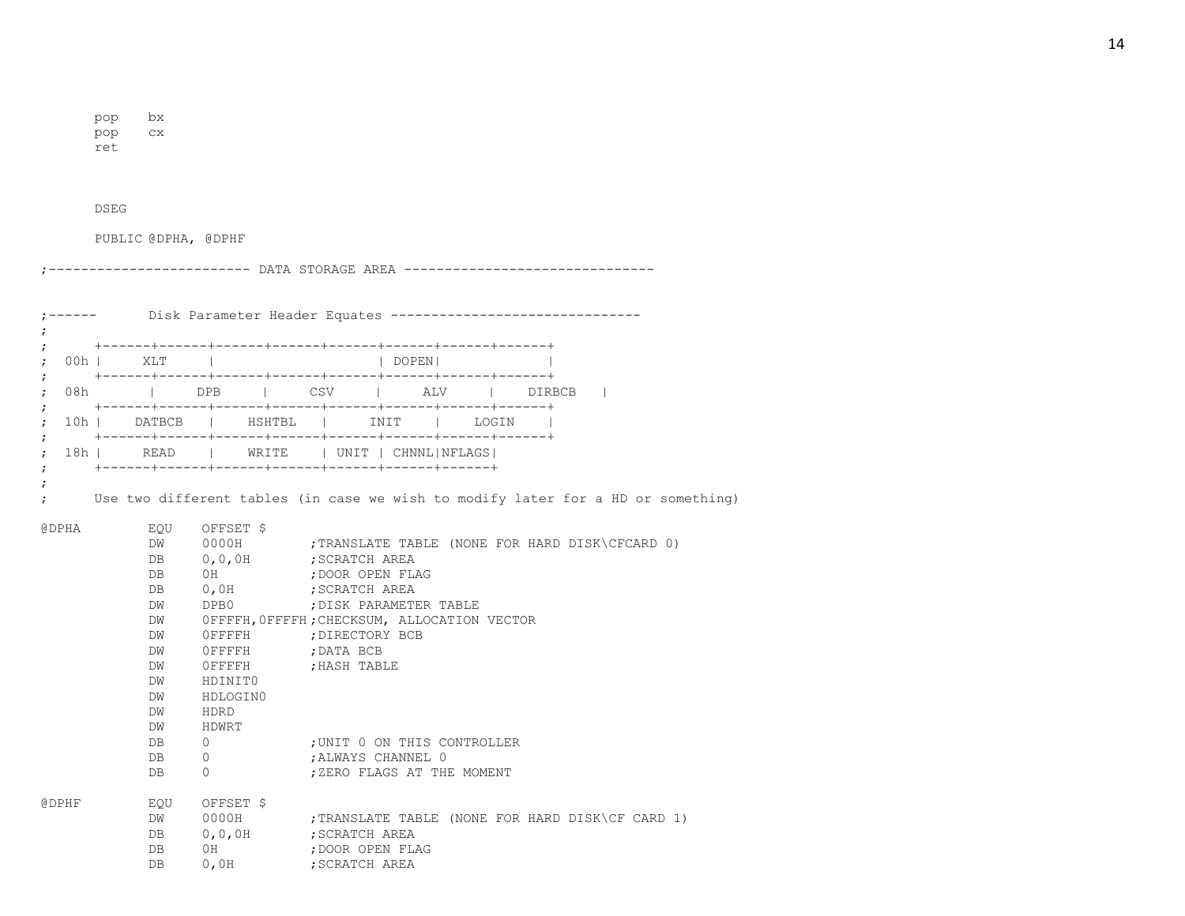```
	pop	bx
	pop	cx
	ret



	DSEG

	PUBLIC @DPHA, @DPHF

;------------------------- DATA STORAGE AREA -------------------------------


;------      Disk Parameter Header Equates -------------------------------
;
;      +------+------+------+------+------+------+------+------+
;  00h |     XLT     |                    | DOPEN|             |
;      +------+------+------+------+------+------+------+------+
;  08h       |     DPB     |     CSV     |     ALV     |    DIRBCB   |
;      +------+------+------+------+------+------+------+------+
;  10h |    DATBCB   |    HSHTBL   |     INIT    |    LOGIN    |
;      +------+------+------+------+------+------+------+------+
;  18h |     READ    |    WRITE    | UNIT | CHNNL|NFLAGS|
;      +------+------+------+------+------+------+------+
;
;      Use two different tables (in case we wish to modify later for a HD or something)

@DPHA		EQU	OFFSET $
		DW	0000H		;TRANSLATE TABLE (NONE FOR HARD DISK\CFCARD 0)
		DB	0,0,0H		;SCRATCH AREA
		DB	0H		;DOOR OPEN FLAG
		DB	0,0H		;SCRATCH AREA
		DW	DPB0		;DISK PARAMETER TABLE
		DW	0FFFFH,0FFFFH	;CHECKSUM, ALLOCATION VECTOR
		DW	0FFFFH		;DIRECTORY BCB
		DW	0FFFFH		;DATA BCB
		DW	0FFFFH		;HASH TABLE
		DW	HDINIT0
		DW	HDLOGIN0
		DW	HDRD
		DW	HDWRT
		DB	0		;UNIT 0 ON THIS CONTROLLER
		DB	0		;ALWAYS CHANNEL 0
		DB	0		;ZERO FLAGS AT THE MOMENT

@DPHF		EQU	OFFSET $
		DW	0000H		;TRANSLATE TABLE (NONE FOR HARD DISK\CF CARD 1)
		DB	0,0,0H		;SCRATCH AREA
		DB	0H		;DOOR OPEN FLAG
		DB	0,0H		;SCRATCH AREA
```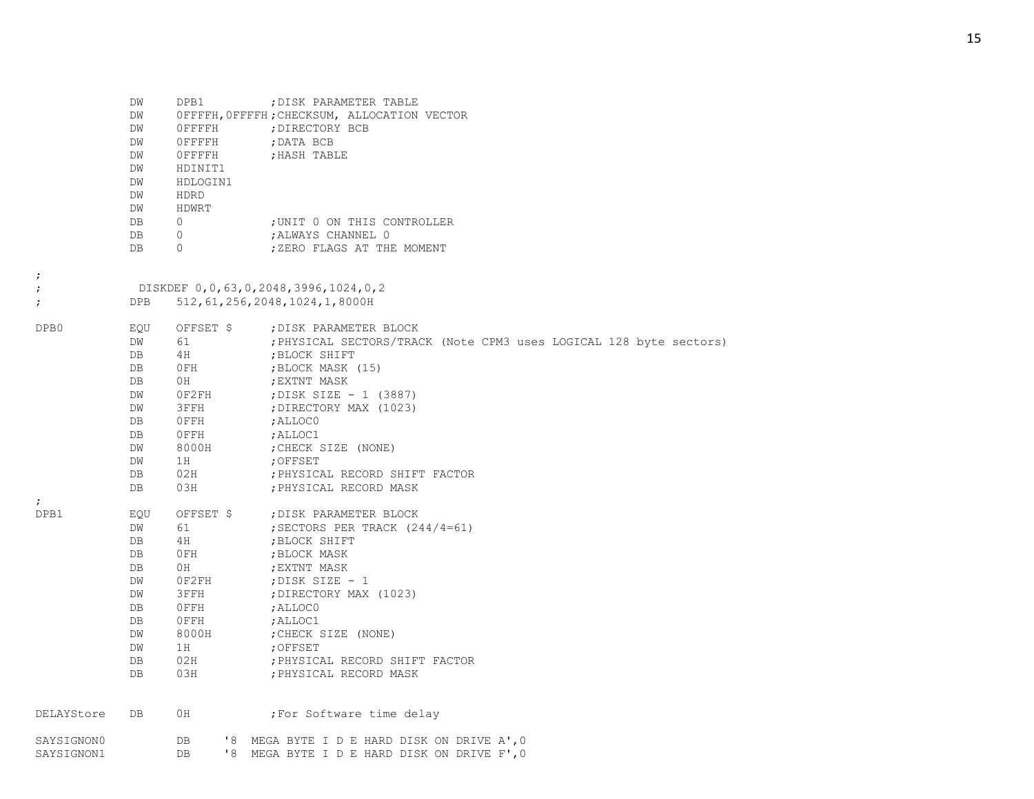```
            DW     DPB1         ;DISK PARAMETER TABLE
            DW     0FFFFH,0FFFFH;CHECKSUM, ALLOCATION VECTOR
            DW     0FFFFH       ;DIRECTORY BCB
            DW     0FFFFH       ;DATA BCB
            DW     0FFFFH       ;HASH TABLE
            DW     HDINIT1
            DW     HDLOGIN1
            DW     HDRD
            DW     HDWRT
            DB     0            ;UNIT 0 ON THIS CONTROLLER
            DB     0            ;ALWAYS CHANNEL 0
            DB     0            ;ZERO FLAGS AT THE MOMENT

;
;            DISKDEF 0,0,63,0,2048,3996,1024,0,2
;           DPB    512,61,256,2048,1024,1,8000H

DPB0        EQU    OFFSET $     ;DISK PARAMETER BLOCK
            DW     61           ;PHYSICAL SECTORS/TRACK (Note CPM3 uses LOGICAL 128 byte sectors)
            DB     4H           ;BLOCK SHIFT
            DB     0FH          ;BLOCK MASK (15)
            DB     0H           ;EXTNT MASK
            DW     0F2FH        ;DISK SIZE - 1 (3887)
            DW     3FFH         ;DIRECTORY MAX (1023)
            DB     0FFH         ;ALLOC0
            DB     0FFH         ;ALLOC1
            DW     8000H        ;CHECK SIZE (NONE)
            DW     1H           ;OFFSET
            DB     02H          ;PHYSICAL RECORD SHIFT FACTOR
            DB     03H          ;PHYSICAL RECORD MASK
;
DPB1        EQU    OFFSET $     ;DISK PARAMETER BLOCK
            DW     61           ;SECTORS PER TRACK (244/4=61)
            DB     4H           ;BLOCK SHIFT
            DB     0FH          ;BLOCK MASK
            DB     0H           ;EXTNT MASK
            DW     0F2FH        ;DISK SIZE - 1
            DW     3FFH         ;DIRECTORY MAX (1023)
            DB     0FFH         ;ALLOC0
            DB     0FFH         ;ALLOC1
            DW     8000H        ;CHECK SIZE (NONE)
            DW     1H           ;OFFSET
            DB     02H          ;PHYSICAL RECORD SHIFT FACTOR
            DB     03H          ;PHYSICAL RECORD MASK


DELAYStore  DB     0H           ;For Software time delay

SAYSIGNON0         DB     '8  MEGA BYTE I D E HARD DISK ON DRIVE A',0
SAYSIGNON1         DB     '8  MEGA BYTE I D E HARD DISK ON DRIVE F',0
```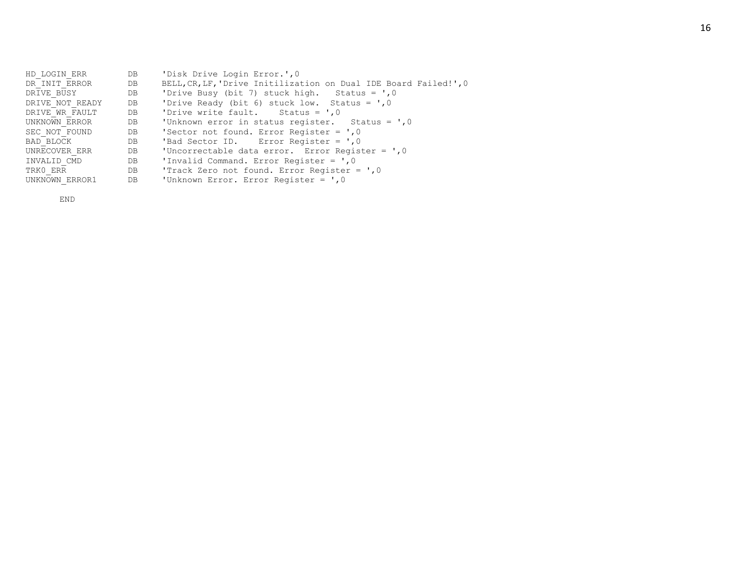```
HD_LOGIN_ERR        DB     'Disk Drive Login Error.',0
DR_INIT_ERROR       DB     BELL,CR,LF,'Drive Initilization on Dual IDE Board Failed!',0
DRIVE_BUSY          DB     'Drive Busy (bit 7) stuck high.   Status = ',0
DRIVE_NOT_READY     DB     'Drive Ready (bit 6) stuck low.  Status = ',0
DRIVE_WR_FAULT      DB     'Drive write fault.    Status = ',0
UNKNOWN_ERROR       DB     'Unknown error in status register.   Status = ',0
SEC_NOT_FOUND       DB     'Sector not found. Error Register = ',0
BAD_BLOCK           DB     'Bad Sector ID.    Error Register = ',0
UNRECOVER_ERR       DB     'Uncorrectable data error.  Error Register = ',0
INVALID_CMD         DB     'Invalid Command. Error Register = ',0
TRK0_ERR            DB     'Track Zero not found. Error Register = ',0
UNKNOWN_ERROR1      DB     'Unknown Error. Error Register = ',0

        END
```